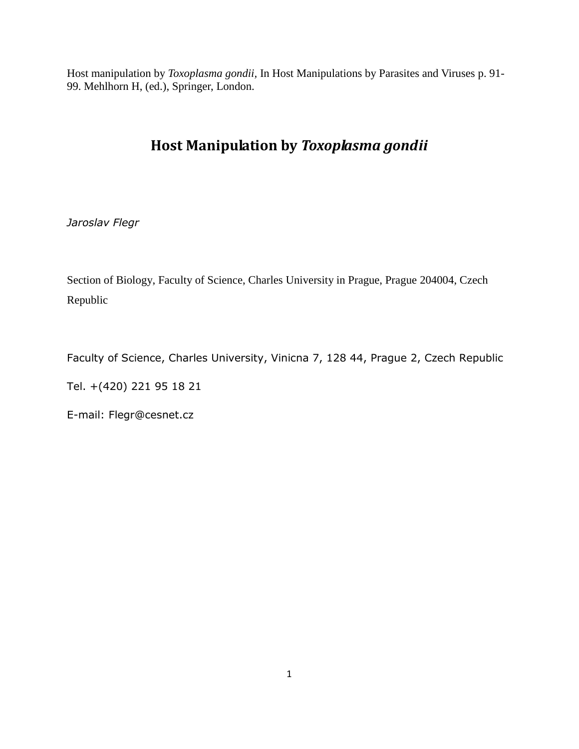Host manipulation by *Toxoplasma gondii*, In Host Manipulations by Parasites and Viruses p. 91-99. Mehlhorn H, (ed.), Springer, London.

# Host Manipulation by *Toxoplasma gondii*

*Jaroslav Flegr*

Section of Biology, Faculty of Science, Charles University in Prague, Prague 204004, Czech Republic

Faculty of Science, Charles University, Vinicna 7, 128 44, Prague 2, Czech Republic

Tel. +(420) 221 95 18 21

E-mail: Flegr@cesnet.cz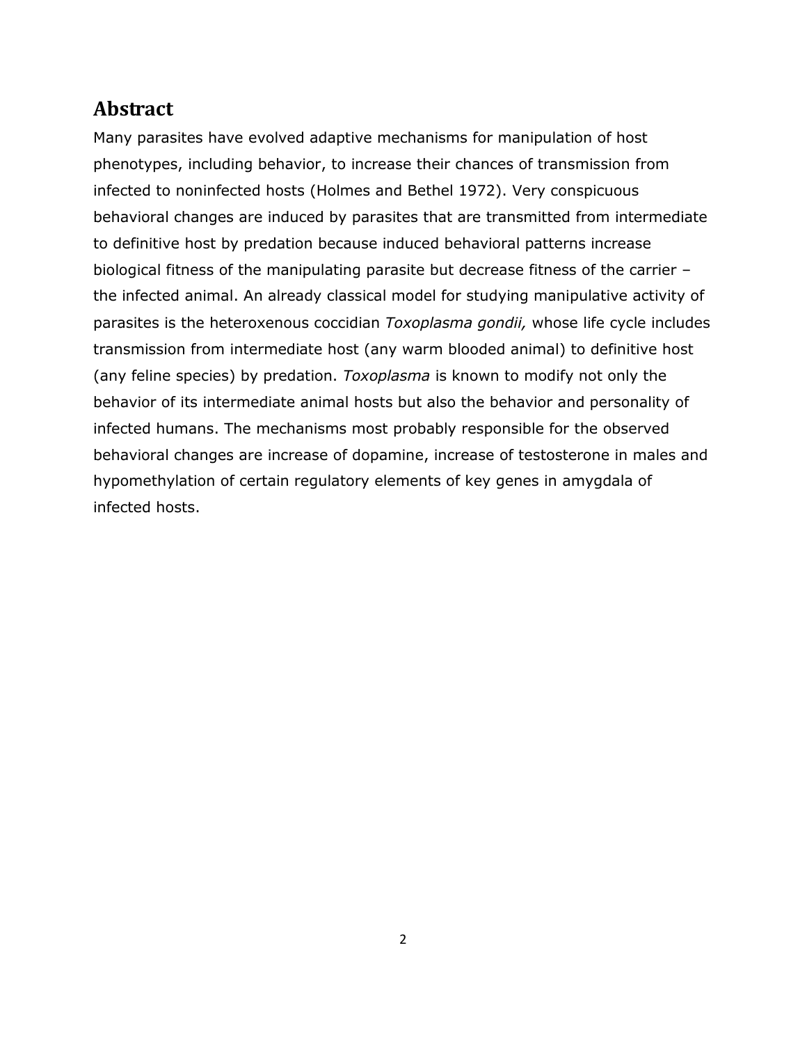## Abstract

Many parasites have evolved adaptive mechanisms for manipulation of host phenotypes, including behavior, to increase their chances of transmission from infected to noninfected hosts (Holmes and Bethel 1972). Very conspicuous behavioral changes are induced by parasites that are transmitted from intermediate to definitive host by predation because induced behavioral patterns increase biological fitness of the manipulating parasite but decrease fitness of the carrier – the infected animal. An already classical model for studying manipulative activity of parasites is the heteroxenous coccidian *Toxoplasma gondii,* whose life cycle includes transmission from intermediate host (any warm blooded animal) to definitive host (any feline species) by predation. *Toxoplasma* is known to modify not only the behavior of its intermediate animal hosts but also the behavior and personality of infected humans. The mechanisms most probably responsible for the observed behavioral changes are increase of dopamine, increase of testosterone in males and hypomethylation of certain regulatory elements of key genes in amygdala of infected hosts.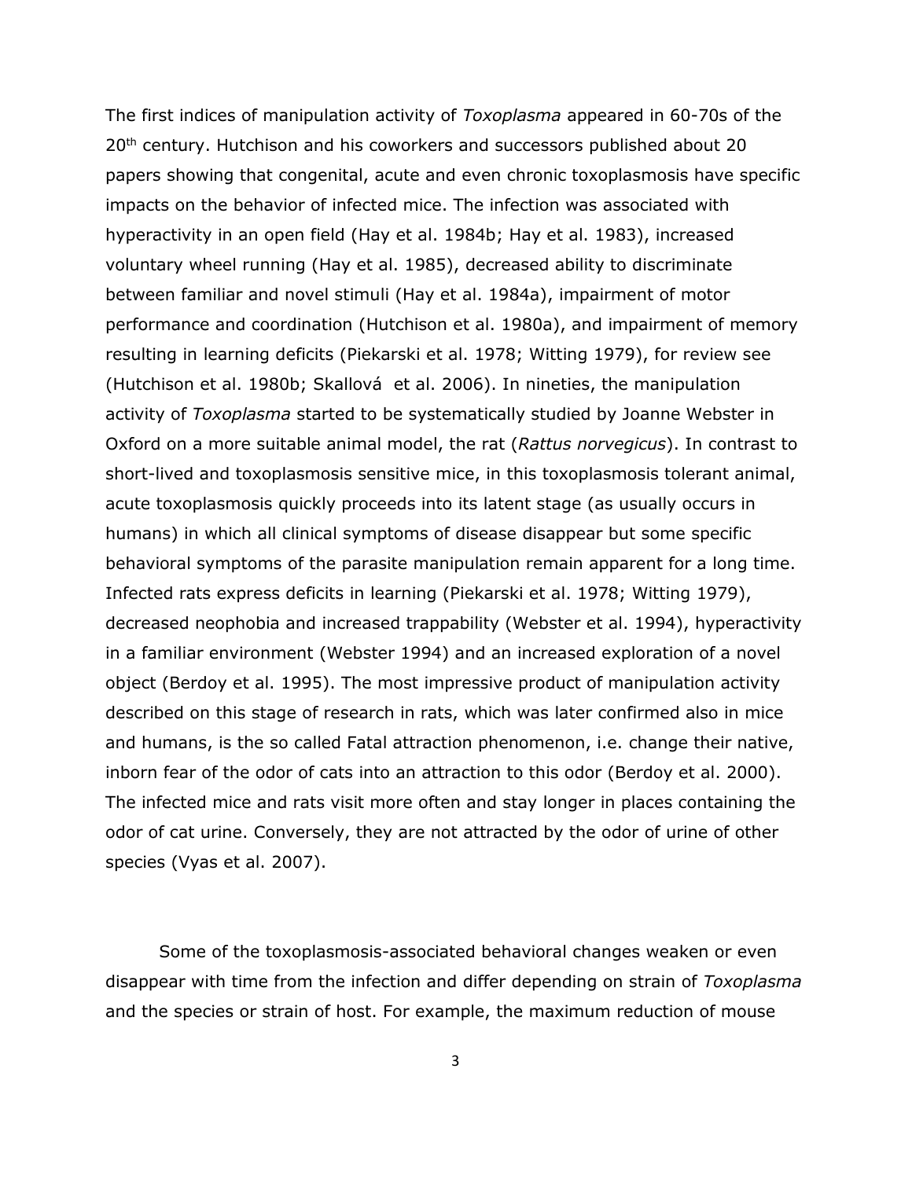The first indices of manipulation activity of *Toxoplasma* appeared in 60-70s of the 20th century. Hutchison and his coworkers and successors published about 20 papers showing that congenital, acute and even chronic toxoplasmosis have specific impacts on the behavior of infected mice. The infection was associated with hyperactivity in an open field (Hay et al. 1984b; Hay et al. 1983), increased voluntary wheel running (Hay et al. 1985), decreased ability to discriminate between familiar and novel stimuli (Hay et al. 1984a), impairment of motor performance and coordination (Hutchison et al. 1980a), and impairment of memory resulting in learning deficits (Piekarski et al. 1978; Witting 1979), for review see (Hutchison et al. 1980b; Skallová et al. 2006). In nineties, the manipulation activity of *Toxoplasma* started to be systematically studied by Joanne Webster in Oxford on a more suitable animal model, the rat (*Rattus norvegicus*). In contrast to short-lived and toxoplasmosis sensitive mice, in this toxoplasmosis tolerant animal, acute toxoplasmosis quickly proceeds into its latent stage (as usually occurs in humans) in which all clinical symptoms of disease disappear but some specific behavioral symptoms of the parasite manipulation remain apparent for a long time. Infected rats express deficits in learning (Piekarski et al. 1978; Witting 1979), decreased neophobia and increased trappability (Webster et al. 1994), hyperactivity in a familiar environment (Webster 1994) and an increased exploration of a novel object (Berdoy et al. 1995). The most impressive product of manipulation activity described on this stage of research in rats, which was later confirmed also in mice and humans, is the so called Fatal attraction phenomenon, i.e. change their native, inborn fear of the odor of cats into an attraction to this odor (Berdoy et al. 2000). The infected mice and rats visit more often and stay longer in places containing the odor of cat urine. Conversely, they are not attracted by the odor of urine of other species (Vyas et al. 2007).

Some of the toxoplasmosis-associated behavioral changes weaken or even disappear with time from the infection and differ depending on strain of *Toxoplasma* and the species or strain of host. For example, the maximum reduction of mouse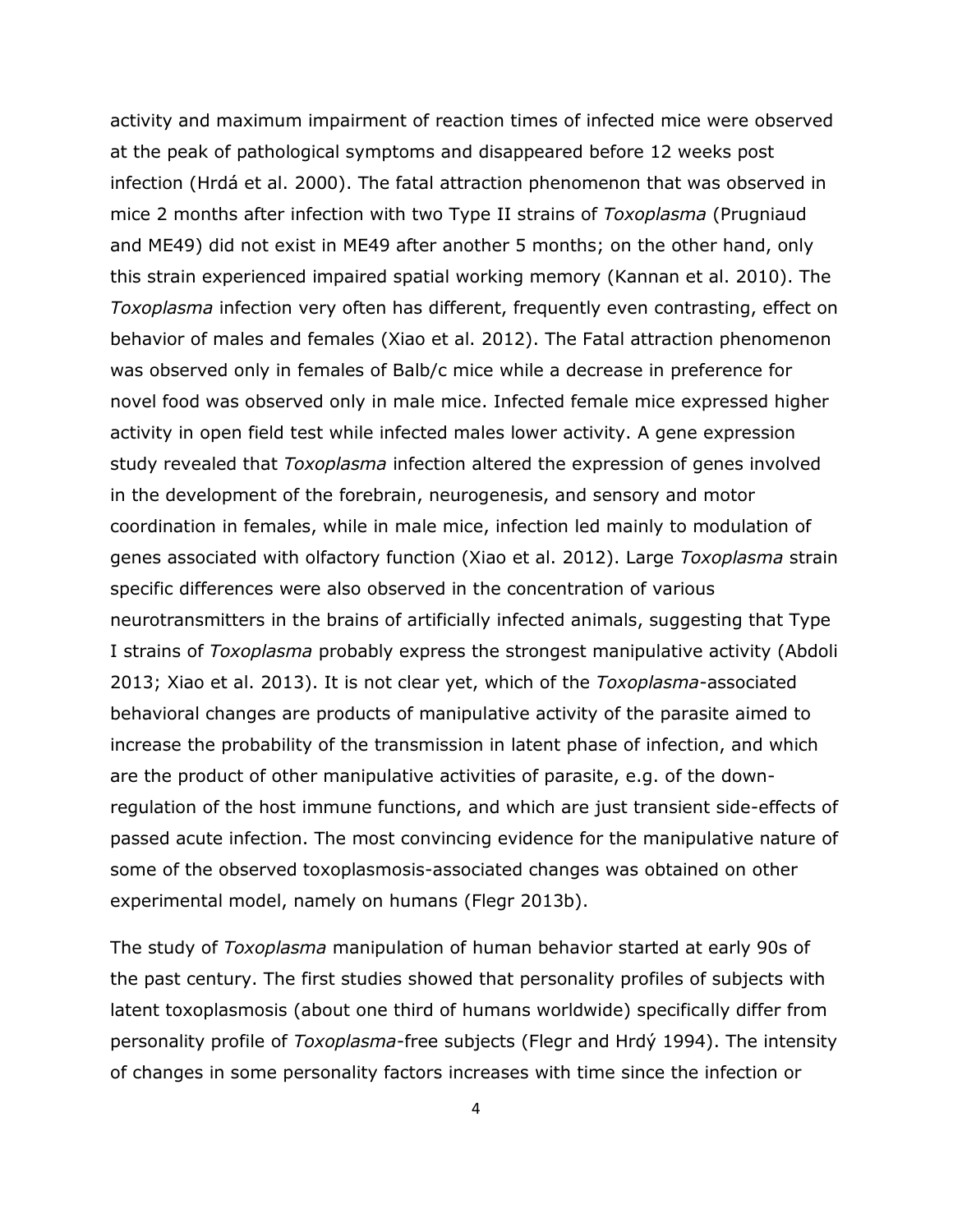activity and maximum impairment of reaction times of infected mice were observed at the peak of pathological symptoms and disappeared before 12 weeks post infection (Hrdá et al. 2000). The fatal attraction phenomenon that was observed in mice 2 months after infection with two Type II strains of *Toxoplasma* (Prugniaud and ME49) did not exist in ME49 after another 5 months; on the other hand, only this strain experienced impaired spatial working memory (Kannan et al. 2010). The *Toxoplasma* infection very often has different, frequently even contrasting, effect on behavior of males and females (Xiao et al. 2012). The Fatal attraction phenomenon was observed only in females of Balb/c mice while a decrease in preference for novel food was observed only in male mice. Infected female mice expressed higher activity in open field test while infected males lower activity. A gene expression study revealed that *Toxoplasma* infection altered the expression of genes involved in the development of the forebrain, neurogenesis, and sensory and motor coordination in females, while in male mice, infection led mainly to modulation of genes associated with olfactory function (Xiao et al. 2012). Large *Toxoplasma* strain specific differences were also observed in the concentration of various neurotransmitters in the brains of artificially infected animals, suggesting that Type I strains of *Toxoplasma* probably express the strongest manipulative activity (Abdoli 2013; Xiao et al. 2013). It is not clear yet, which of the *Toxoplasma*-associated behavioral changes are products of manipulative activity of the parasite aimed to increase the probability of the transmission in latent phase of infection, and which are the product of other manipulative activities of parasite, e.g. of the down-regulation of the host immune functions, and which are just transient side-effects of passed acute infection. The most convincing evidence for the manipulative nature of some of the observed toxoplasmosis-associated changes was obtained on other experimental model, namely on humans (Flegr 2013b).

The study of *Toxoplasma* manipulation of human behavior started at early 90s of the past century. The first studies showed that personality profiles of subjects with latent toxoplasmosis (about one third of humans worldwide) specifically differ from personality profile of *Toxoplasma*-free subjects (Flegr and Hrdý 1994). The intensity of changes in some personality factors increases with time since the infection or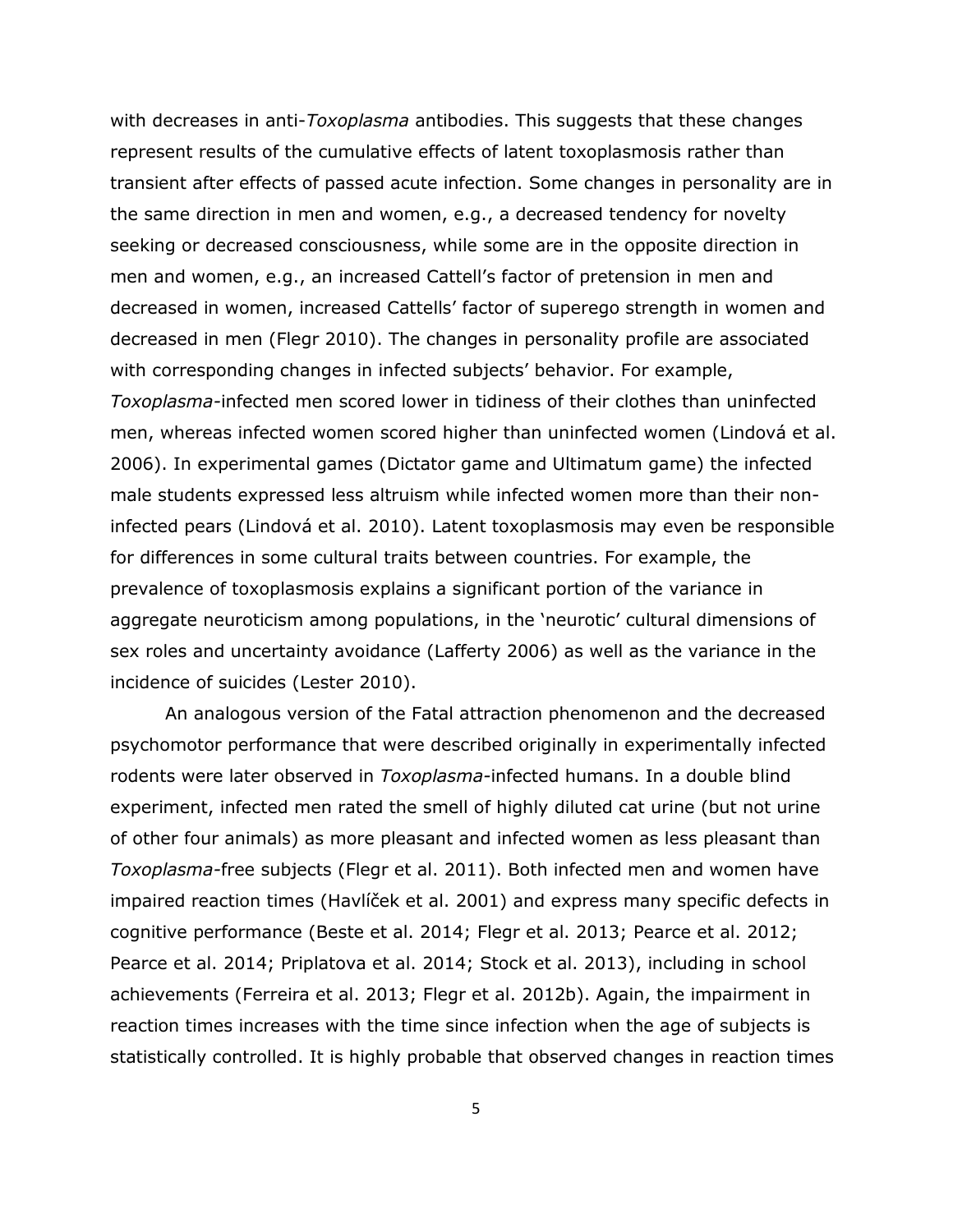with decreases in anti-*Toxoplasma* antibodies. This suggests that these changes represent results of the cumulative effects of latent toxoplasmosis rather than transient after effects of passed acute infection. Some changes in personality are in the same direction in men and women, e.g., a decreased tendency for novelty seeking or decreased consciousness, while some are in the opposite direction in men and women, e.g., an increased Cattell's factor of pretension in men and decreased in women, increased Cattells' factor of superego strength in women and decreased in men (Flegr 2010). The changes in personality profile are associated with corresponding changes in infected subjects' behavior. For example, *Toxoplasma*-infected men scored lower in tidiness of their clothes than uninfected men, whereas infected women scored higher than uninfected women (Lindová et al. 2006). In experimental games (Dictator game and Ultimatum game) the infected male students expressed less altruism while infected women more than their non-infected pears (Lindová et al. 2010). Latent toxoplasmosis may even be responsible for differences in some cultural traits between countries. For example, the prevalence of toxoplasmosis explains a significant portion of the variance in aggregate neuroticism among populations, in the 'neurotic' cultural dimensions of sex roles and uncertainty avoidance (Lafferty 2006) as well as the variance in the incidence of suicides (Lester 2010).

An analogous version of the Fatal attraction phenomenon and the decreased psychomotor performance that were described originally in experimentally infected rodents were later observed in *Toxoplasma*-infected humans. In a double blind experiment, infected men rated the smell of highly diluted cat urine (but not urine of other four animals) as more pleasant and infected women as less pleasant than *Toxoplasma*-free subjects (Flegr et al. 2011). Both infected men and women have impaired reaction times (Havlíček et al. 2001) and express many specific defects in cognitive performance (Beste et al. 2014; Flegr et al. 2013; Pearce et al. 2012; Pearce et al. 2014; Priplatova et al. 2014; Stock et al. 2013), including in school achievements (Ferreira et al. 2013; Flegr et al. 2012b). Again, the impairment in reaction times increases with the time since infection when the age of subjects is statistically controlled. It is highly probable that observed changes in reaction times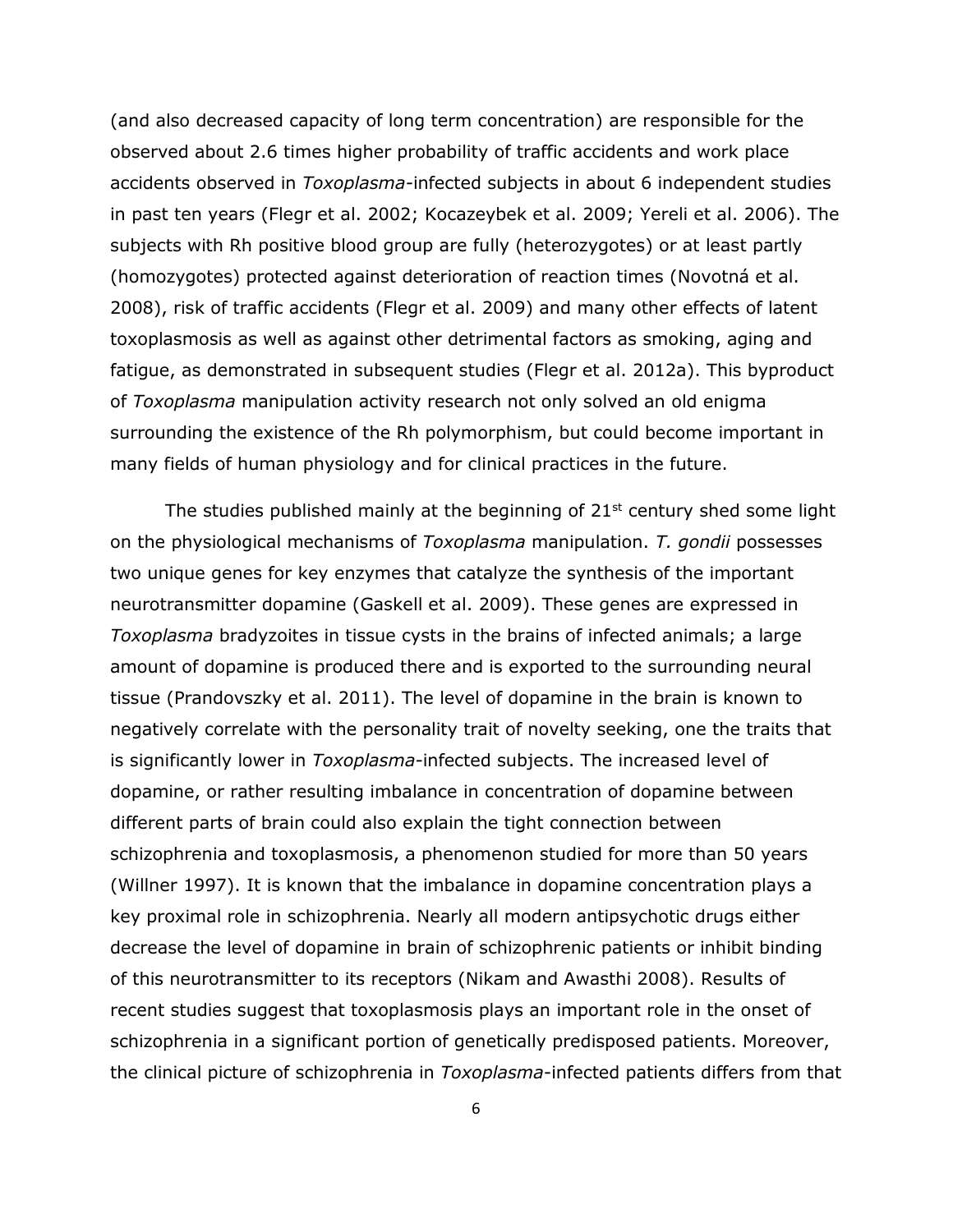(and also decreased capacity of long term concentration) are responsible for the observed about 2.6 times higher probability of traffic accidents and work place accidents observed in *Toxoplasma*-infected subjects in about 6 independent studies in past ten years (Flegr et al. 2002; Kocazeybek et al. 2009; Yereli et al. 2006). The subjects with Rh positive blood group are fully (heterozygotes) or at least partly (homozygotes) protected against deterioration of reaction times (Novotná et al. 2008), risk of traffic accidents (Flegr et al. 2009) and many other effects of latent toxoplasmosis as well as against other detrimental factors as smoking, aging and fatigue, as demonstrated in subsequent studies (Flegr et al. 2012a). This byproduct of *Toxoplasma* manipulation activity research not only solved an old enigma surrounding the existence of the Rh polymorphism, but could become important in many fields of human physiology and for clinical practices in the future.

The studies published mainly at the beginning of 21st century shed some light on the physiological mechanisms of *Toxoplasma* manipulation. *T. gondii* possesses two unique genes for key enzymes that catalyze the synthesis of the important neurotransmitter dopamine (Gaskell et al. 2009). These genes are expressed in *Toxoplasma* bradyzoites in tissue cysts in the brains of infected animals; a large amount of dopamine is produced there and is exported to the surrounding neural tissue (Prandovszky et al. 2011). The level of dopamine in the brain is known to negatively correlate with the personality trait of novelty seeking, one the traits that is significantly lower in *Toxoplasma*-infected subjects. The increased level of dopamine, or rather resulting imbalance in concentration of dopamine between different parts of brain could also explain the tight connection between schizophrenia and toxoplasmosis, a phenomenon studied for more than 50 years (Willner 1997). It is known that the imbalance in dopamine concentration plays a key proximal role in schizophrenia. Nearly all modern antipsychotic drugs either decrease the level of dopamine in brain of schizophrenic patients or inhibit binding of this neurotransmitter to its receptors (Nikam and Awasthi 2008). Results of recent studies suggest that toxoplasmosis plays an important role in the onset of schizophrenia in a significant portion of genetically predisposed patients. Moreover, the clinical picture of schizophrenia in *Toxoplasma*-infected patients differs from that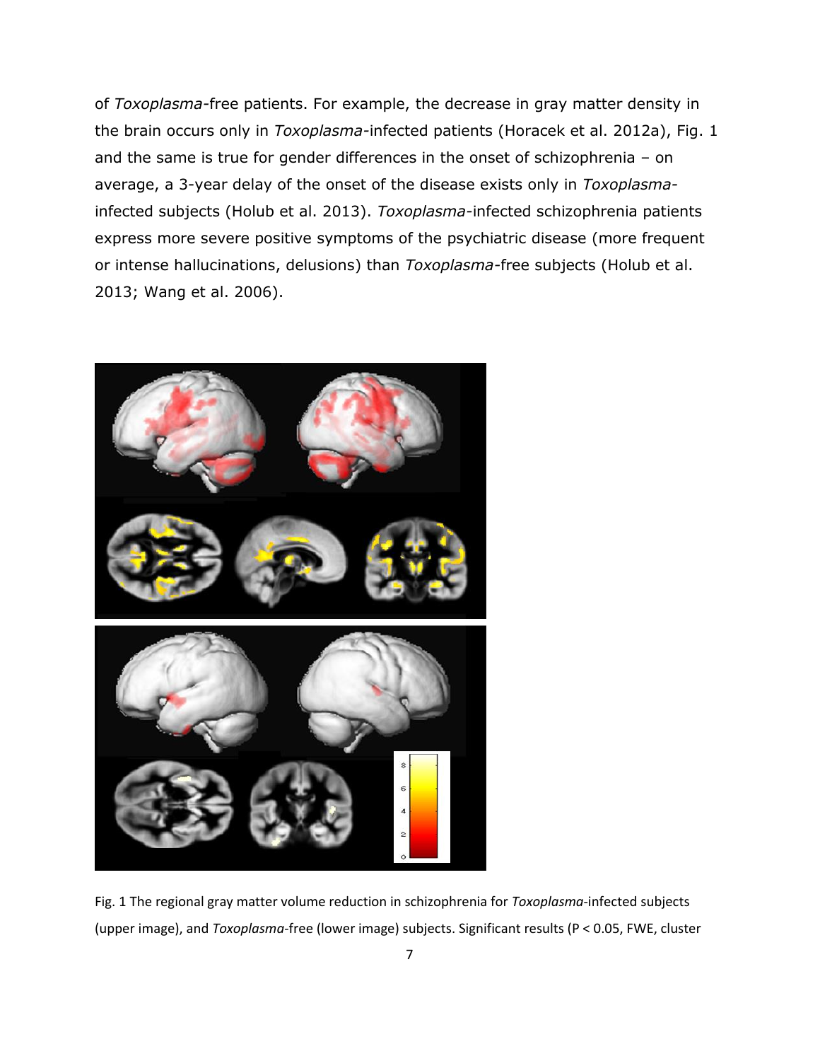of *Toxoplasma*-free patients. For example, the decrease in gray matter density in the brain occurs only in *Toxoplasma*-infected patients (Horacek et al. 2012a), Fig. 1 and the same is true for gender differences in the onset of schizophrenia – on average, a 3-year delay of the onset of the disease exists only in *Toxoplasma*-infected subjects (Holub et al. 2013). *Toxoplasma*-infected schizophrenia patients express more severe positive symptoms of the psychiatric disease (more frequent or intense hallucinations, delusions) than *Toxoplasma*-free subjects (Holub et al. 2013; Wang et al. 2006).

Fig. 1 The regional gray matter volume reduction in schizophrenia for *Toxoplasma*-infected subjects (upper image), and *Toxoplasma*-free (lower image) subjects. Significant results (P < 0.05, FWE, cluster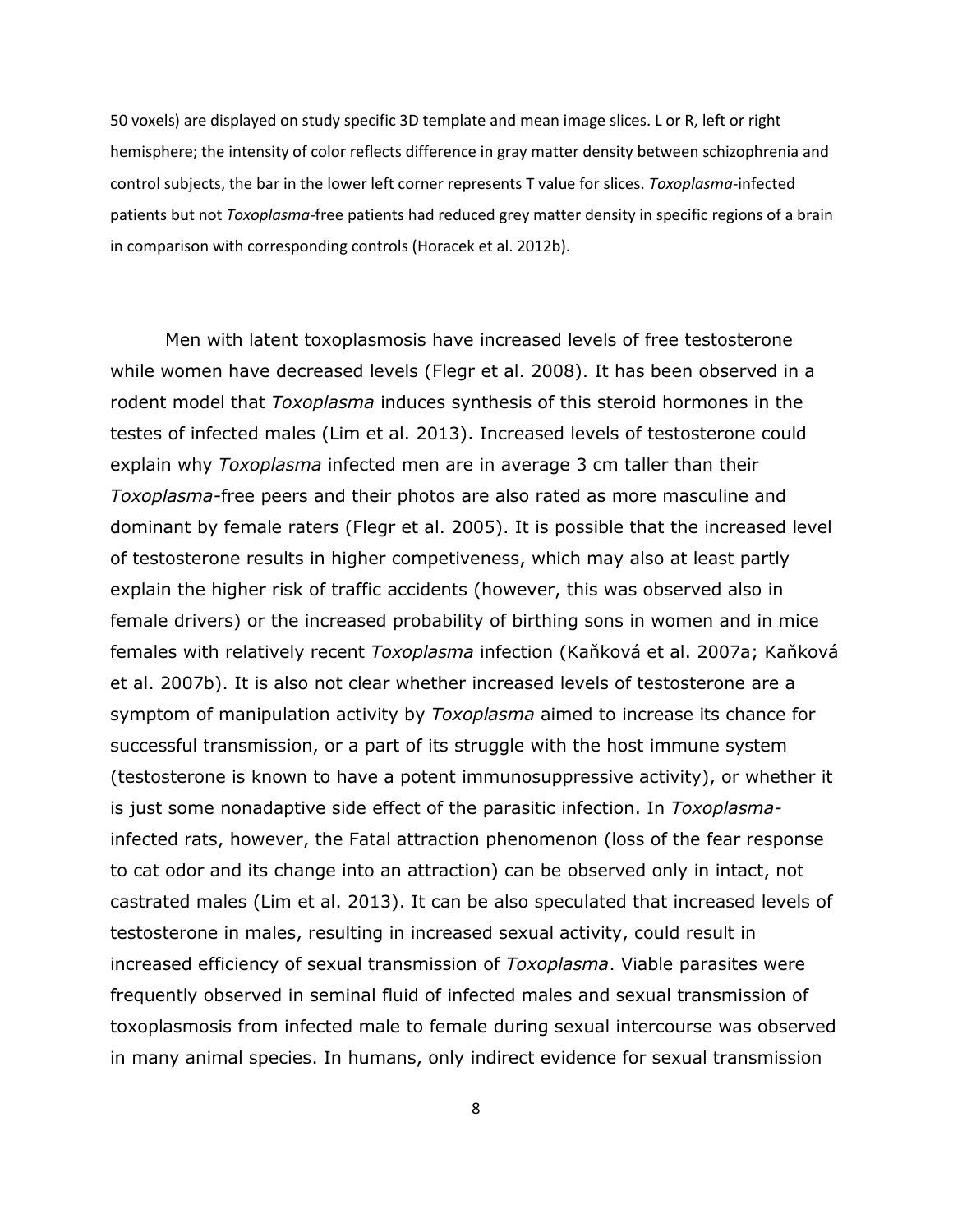50 voxels) are displayed on study specific 3D template and mean image slices. L or R, left or right hemisphere; the intensity of color reflects difference in gray matter density between schizophrenia and control subjects, the bar in the lower left corner represents T value for slices. *Toxoplasma*-infected patients but not *Toxoplasma*-free patients had reduced grey matter density in specific regions of a brain in comparison with corresponding controls (Horacek et al. 2012b).

Men with latent toxoplasmosis have increased levels of free testosterone while women have decreased levels (Flegr et al. 2008). It has been observed in a rodent model that *Toxoplasma* induces synthesis of this steroid hormones in the testes of infected males (Lim et al. 2013). Increased levels of testosterone could explain why *Toxoplasma* infected men are in average 3 cm taller than their *Toxoplasma*-free peers and their photos are also rated as more masculine and dominant by female raters (Flegr et al. 2005). It is possible that the increased level of testosterone results in higher competiveness, which may also at least partly explain the higher risk of traffic accidents (however, this was observed also in female drivers) or the increased probability of birthing sons in women and in mice females with relatively recent *Toxoplasma* infection (Kaňková et al. 2007a; Kaňková et al. 2007b). It is also not clear whether increased levels of testosterone are a symptom of manipulation activity by *Toxoplasma* aimed to increase its chance for successful transmission, or a part of its struggle with the host immune system (testosterone is known to have a potent immunosuppressive activity), or whether it is just some nonadaptive side effect of the parasitic infection. In *Toxoplasma*-infected rats, however, the Fatal attraction phenomenon (loss of the fear response to cat odor and its change into an attraction) can be observed only in intact, not castrated males (Lim et al. 2013). It can be also speculated that increased levels of testosterone in males, resulting in increased sexual activity, could result in increased efficiency of sexual transmission of *Toxoplasma*. Viable parasites were frequently observed in seminal fluid of infected males and sexual transmission of toxoplasmosis from infected male to female during sexual intercourse was observed in many animal species. In humans, only indirect evidence for sexual transmission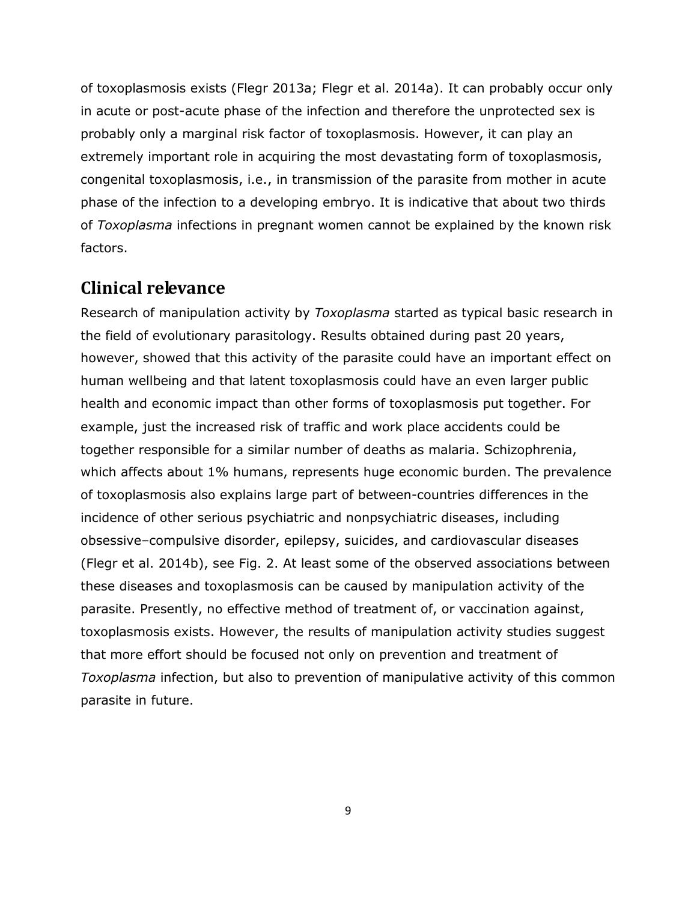of toxoplasmosis exists (Flegr 2013a; Flegr et al. 2014a). It can probably occur only in acute or post-acute phase of the infection and therefore the unprotected sex is probably only a marginal risk factor of toxoplasmosis. However, it can play an extremely important role in acquiring the most devastating form of toxoplasmosis, congenital toxoplasmosis, i.e., in transmission of the parasite from mother in acute phase of the infection to a developing embryo. It is indicative that about two thirds of *Toxoplasma* infections in pregnant women cannot be explained by the known risk factors.

## Clinical relevance

Research of manipulation activity by *Toxoplasma* started as typical basic research in the field of evolutionary parasitology. Results obtained during past 20 years, however, showed that this activity of the parasite could have an important effect on human wellbeing and that latent toxoplasmosis could have an even larger public health and economic impact than other forms of toxoplasmosis put together. For example, just the increased risk of traffic and work place accidents could be together responsible for a similar number of deaths as malaria. Schizophrenia, which affects about 1% humans, represents huge economic burden. The prevalence of toxoplasmosis also explains large part of between-countries differences in the incidence of other serious psychiatric and nonpsychiatric diseases, including obsessive–compulsive disorder, epilepsy, suicides, and cardiovascular diseases (Flegr et al. 2014b), see Fig. 2. At least some of the observed associations between these diseases and toxoplasmosis can be caused by manipulation activity of the parasite. Presently, no effective method of treatment of, or vaccination against, toxoplasmosis exists. However, the results of manipulation activity studies suggest that more effort should be focused not only on prevention and treatment of *Toxoplasma* infection, but also to prevention of manipulative activity of this common parasite in future.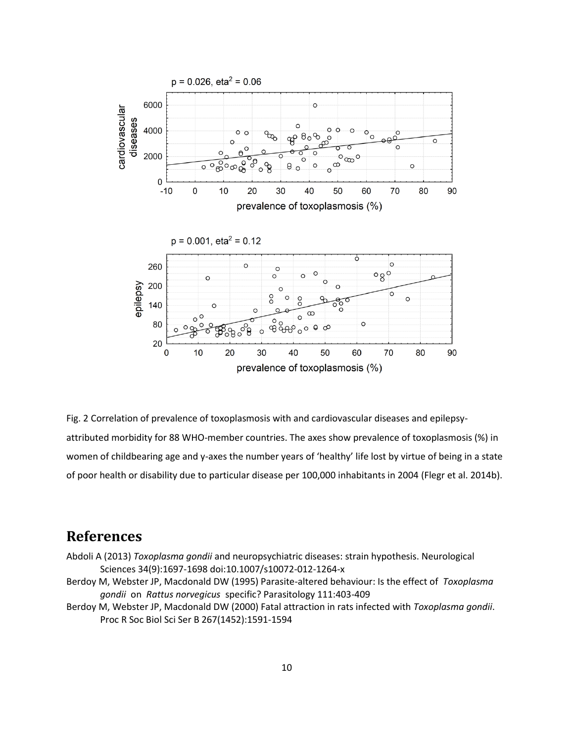Fig. 2 Correlation of prevalence of toxoplasmosis with and cardiovascular diseases and epilepsy-attributed morbidity for 88 WHO-member countries. The axes show prevalence of toxoplasmosis (%) in women of childbearing age and y-axes the number years of 'healthy' life lost by virtue of being in a state of poor health or disability due to particular disease per 100,000 inhabitants in 2004 (Flegr et al. 2014b).

## References

Abdoli A (2013) *Toxoplasma gondii* and neuropsychiatric diseases: strain hypothesis. Neurological Sciences 34(9):1697-1698 doi:10.1007/s10072-012-1264-x

Berdoy M, Webster JP, Macdonald DW (1995) Parasite-altered behaviour: Is the effect of *Toxoplasma gondii* on *Rattus norvegicus* specific? Parasitology 111:403-409

Berdoy M, Webster JP, Macdonald DW (2000) Fatal attraction in rats infected with *Toxoplasma gondii*. Proc R Soc Biol Sci Ser B 267(1452):1591-1594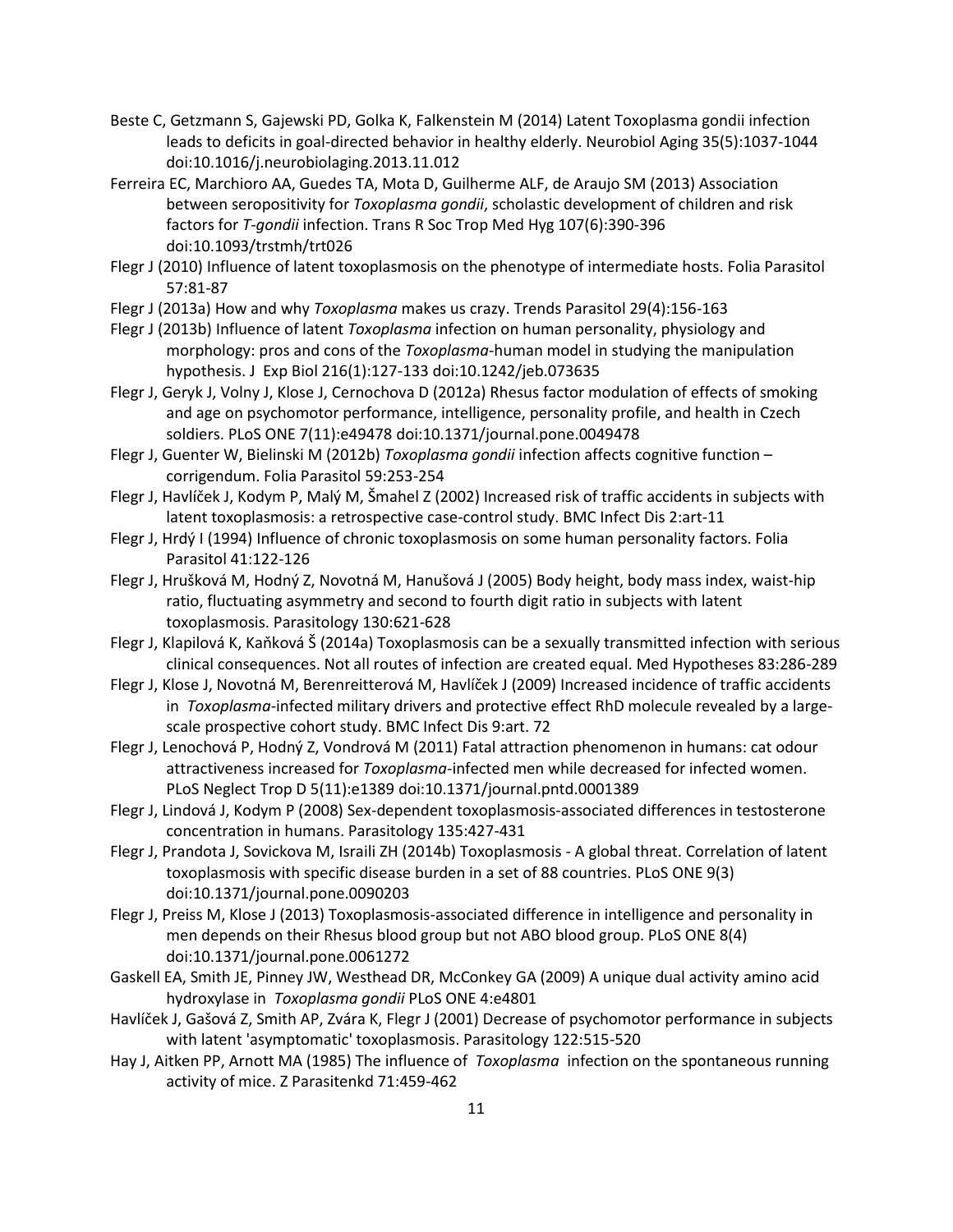Beste C, Getzmann S, Gajewski PD, Golka K, Falkenstein M (2014) Latent Toxoplasma gondii infection leads to deficits in goal-directed behavior in healthy elderly. Neurobiol Aging 35(5):1037-1044 doi:10.1016/j.neurobiolaging.2013.11.012

Ferreira EC, Marchioro AA, Guedes TA, Mota D, Guilherme ALF, de Araujo SM (2013) Association between seropositivity for *Toxoplasma gondii*, scholastic development of children and risk factors for *T-gondii* infection. Trans R Soc Trop Med Hyg 107(6):390-396 doi:10.1093/trstmh/trt026

Flegr J (2010) Influence of latent toxoplasmosis on the phenotype of intermediate hosts. Folia Parasitol 57:81-87

Flegr J (2013a) How and why *Toxoplasma* makes us crazy. Trends Parasitol 29(4):156-163

Flegr J (2013b) Influence of latent *Toxoplasma* infection on human personality, physiology and morphology: pros and cons of the *Toxoplasma*-human model in studying the manipulation hypothesis. J Exp Biol 216(1):127-133 doi:10.1242/jeb.073635

Flegr J, Geryk J, Volny J, Klose J, Cernochova D (2012a) Rhesus factor modulation of effects of smoking and age on psychomotor performance, intelligence, personality profile, and health in Czech soldiers. PLoS ONE 7(11):e49478 doi:10.1371/journal.pone.0049478

Flegr J, Guenter W, Bielinski M (2012b) *Toxoplasma gondii* infection affects cognitive function – corrigendum. Folia Parasitol 59:253-254

Flegr J, Havlíček J, Kodym P, Malý M, Šmahel Z (2002) Increased risk of traffic accidents in subjects with latent toxoplasmosis: a retrospective case-control study. BMC Infect Dis 2:art-11

Flegr J, Hrdý I (1994) Influence of chronic toxoplasmosis on some human personality factors. Folia Parasitol 41:122-126

Flegr J, Hrušková M, Hodný Z, Novotná M, Hanušová J (2005) Body height, body mass index, waist-hip ratio, fluctuating asymmetry and second to fourth digit ratio in subjects with latent toxoplasmosis. Parasitology 130:621-628

Flegr J, Klapilová K, Kaňková Š (2014a) Toxoplasmosis can be a sexually transmitted infection with serious clinical consequences. Not all routes of infection are created equal. Med Hypotheses 83:286-289

Flegr J, Klose J, Novotná M, Berenreitterová M, Havlíček J (2009) Increased incidence of traffic accidents in *Toxoplasma*-infected military drivers and protective effect RhD molecule revealed by a large-scale prospective cohort study. BMC Infect Dis 9:art. 72

Flegr J, Lenochová P, Hodný Z, Vondrová M (2011) Fatal attraction phenomenon in humans: cat odour attractiveness increased for *Toxoplasma*-infected men while decreased for infected women. PLoS Neglect Trop D 5(11):e1389 doi:10.1371/journal.pntd.0001389

Flegr J, Lindová J, Kodym P (2008) Sex-dependent toxoplasmosis-associated differences in testosterone concentration in humans. Parasitology 135:427-431

Flegr J, Prandota J, Sovickova M, Israili ZH (2014b) Toxoplasmosis - A global threat. Correlation of latent toxoplasmosis with specific disease burden in a set of 88 countries. PLoS ONE 9(3) doi:10.1371/journal.pone.0090203

Flegr J, Preiss M, Klose J (2013) Toxoplasmosis-associated difference in intelligence and personality in men depends on their Rhesus blood group but not ABO blood group. PLoS ONE 8(4) doi:10.1371/journal.pone.0061272

Gaskell EA, Smith JE, Pinney JW, Westhead DR, McConkey GA (2009) A unique dual activity amino acid hydroxylase in *Toxoplasma gondii* PLoS ONE 4:e4801

Havlíček J, Gašová Z, Smith AP, Zvára K, Flegr J (2001) Decrease of psychomotor performance in subjects with latent 'asymptomatic' toxoplasmosis. Parasitology 122:515-520

Hay J, Aitken PP, Arnott MA (1985) The influence of *Toxoplasma* infection on the spontaneous running activity of mice. Z Parasitenkd 71:459-462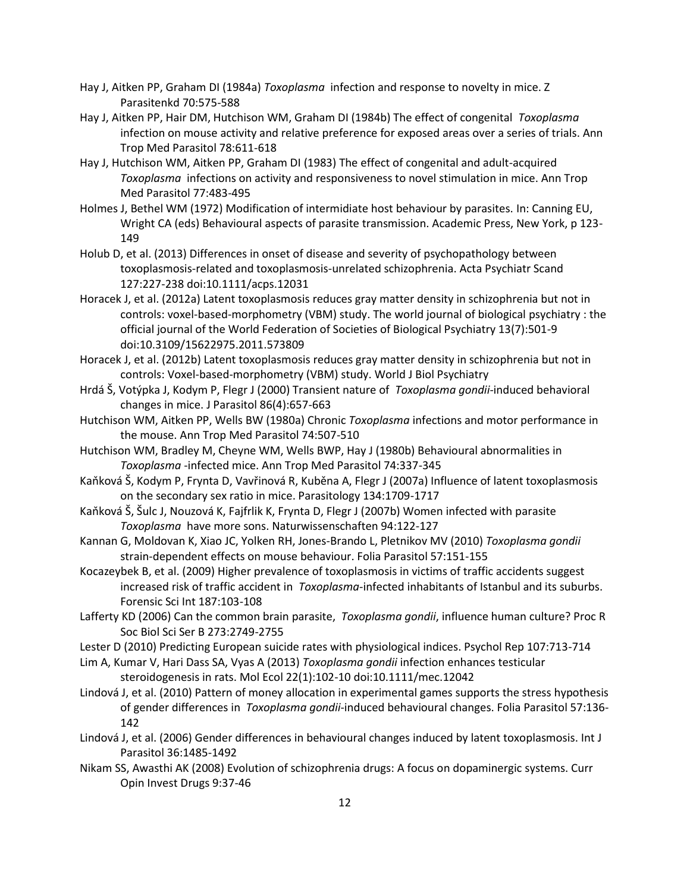Hay J, Aitken PP, Graham DI (1984a) *Toxoplasma* infection and response to novelty in mice. Z Parasitenkd 70:575-588

Hay J, Aitken PP, Hair DM, Hutchison WM, Graham DI (1984b) The effect of congenital *Toxoplasma* infection on mouse activity and relative preference for exposed areas over a series of trials. Ann Trop Med Parasitol 78:611-618

Hay J, Hutchison WM, Aitken PP, Graham DI (1983) The effect of congenital and adult-acquired *Toxoplasma* infections on activity and responsiveness to novel stimulation in mice. Ann Trop Med Parasitol 77:483-495

Holmes J, Bethel WM (1972) Modification of intermidiate host behaviour by parasites. In: Canning EU, Wright CA (eds) Behavioural aspects of parasite transmission. Academic Press, New York, p 123-149

Holub D, et al. (2013) Differences in onset of disease and severity of psychopathology between toxoplasmosis-related and toxoplasmosis-unrelated schizophrenia. Acta Psychiatr Scand 127:227-238 doi:10.1111/acps.12031

Horacek J, et al. (2012a) Latent toxoplasmosis reduces gray matter density in schizophrenia but not in controls: voxel-based-morphometry (VBM) study. The world journal of biological psychiatry : the official journal of the World Federation of Societies of Biological Psychiatry 13(7):501-9 doi:10.3109/15622975.2011.573809

Horacek J, et al. (2012b) Latent toxoplasmosis reduces gray matter density in schizophrenia but not in controls: Voxel-based-morphometry (VBM) study. World J Biol Psychiatry

Hrdá Š, Votýpka J, Kodym P, Flegr J (2000) Transient nature of *Toxoplasma gondii*-induced behavioral changes in mice. J Parasitol 86(4):657-663

Hutchison WM, Aitken PP, Wells BW (1980a) Chronic *Toxoplasma* infections and motor performance in the mouse. Ann Trop Med Parasitol 74:507-510

Hutchison WM, Bradley M, Cheyne WM, Wells BWP, Hay J (1980b) Behavioural abnormalities in *Toxoplasma* -infected mice. Ann Trop Med Parasitol 74:337-345

Kaňková Š, Kodym P, Frynta D, Vavřinová R, Kuběna A, Flegr J (2007a) Influence of latent toxoplasmosis on the secondary sex ratio in mice. Parasitology 134:1709-1717

Kaňková Š, Šulc J, Nouzová K, Fajfrlik K, Frynta D, Flegr J (2007b) Women infected with parasite *Toxoplasma* have more sons. Naturwissenschaften 94:122-127

Kannan G, Moldovan K, Xiao JC, Yolken RH, Jones-Brando L, Pletnikov MV (2010) *Toxoplasma gondii* strain-dependent effects on mouse behaviour. Folia Parasitol 57:151-155

Kocazeybek B, et al. (2009) Higher prevalence of toxoplasmosis in victims of traffic accidents suggest increased risk of traffic accident in *Toxoplasma*-infected inhabitants of Istanbul and its suburbs. Forensic Sci Int 187:103-108

Lafferty KD (2006) Can the common brain parasite, *Toxoplasma gondii*, influence human culture? Proc R Soc Biol Sci Ser B 273:2749-2755

Lester D (2010) Predicting European suicide rates with physiological indices. Psychol Rep 107:713-714

Lim A, Kumar V, Hari Dass SA, Vyas A (2013) *Toxoplasma gondii* infection enhances testicular steroidogenesis in rats. Mol Ecol 22(1):102-10 doi:10.1111/mec.12042

Lindová J, et al. (2010) Pattern of money allocation in experimental games supports the stress hypothesis of gender differences in *Toxoplasma gondii*-induced behavioural changes. Folia Parasitol 57:136-142

Lindová J, et al. (2006) Gender differences in behavioural changes induced by latent toxoplasmosis. Int J Parasitol 36:1485-1492

Nikam SS, Awasthi AK (2008) Evolution of schizophrenia drugs: A focus on dopaminergic systems. Curr Opin Invest Drugs 9:37-46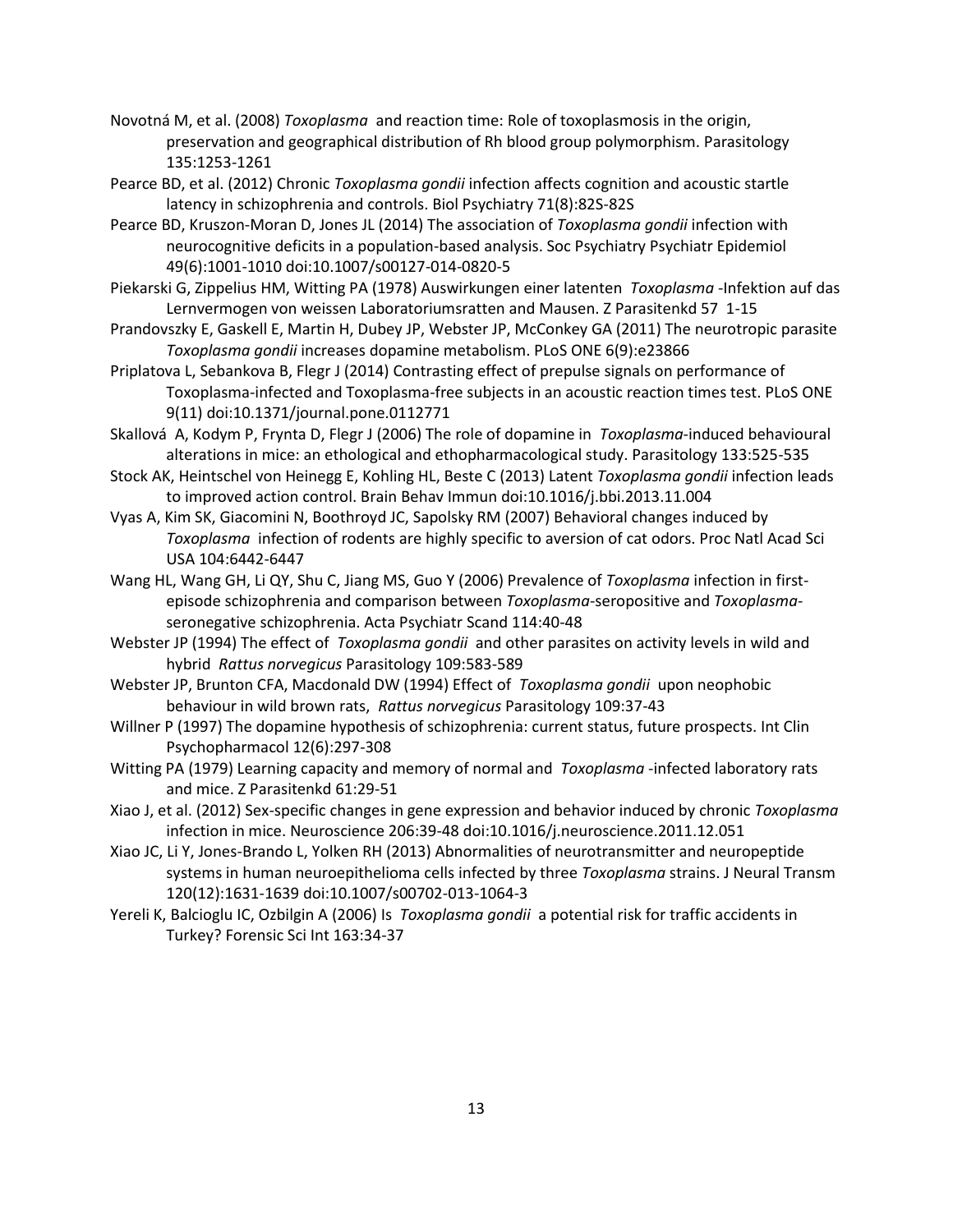Novotná M, et al. (2008) *Toxoplasma* and reaction time: Role of toxoplasmosis in the origin, preservation and geographical distribution of Rh blood group polymorphism. Parasitology 135:1253-1261

Pearce BD, et al. (2012) Chronic *Toxoplasma gondii* infection affects cognition and acoustic startle latency in schizophrenia and controls. Biol Psychiatry 71(8):82S-82S

Pearce BD, Kruszon-Moran D, Jones JL (2014) The association of *Toxoplasma gondii* infection with neurocognitive deficits in a population-based analysis. Soc Psychiatry Psychiatr Epidemiol 49(6):1001-1010 doi:10.1007/s00127-014-0820-5

Piekarski G, Zippelius HM, Witting PA (1978) Auswirkungen einer latenten *Toxoplasma* -Infektion auf das Lernvermogen von weissen Laboratoriumsratten and Mausen. Z Parasitenkd 57 1-15

Prandovszky E, Gaskell E, Martin H, Dubey JP, Webster JP, McConkey GA (2011) The neurotropic parasite *Toxoplasma gondii* increases dopamine metabolism. PLoS ONE 6(9):e23866

Priplatova L, Sebankova B, Flegr J (2014) Contrasting effect of prepulse signals on performance of Toxoplasma-infected and Toxoplasma-free subjects in an acoustic reaction times test. PLoS ONE 9(11) doi:10.1371/journal.pone.0112771

Skallová A, Kodym P, Frynta D, Flegr J (2006) The role of dopamine in *Toxoplasma*-induced behavioural alterations in mice: an ethological and ethopharmacological study. Parasitology 133:525-535

Stock AK, Heintschel von Heinegg E, Kohling HL, Beste C (2013) Latent *Toxoplasma gondii* infection leads to improved action control. Brain Behav Immun doi:10.1016/j.bbi.2013.11.004

Vyas A, Kim SK, Giacomini N, Boothroyd JC, Sapolsky RM (2007) Behavioral changes induced by *Toxoplasma* infection of rodents are highly specific to aversion of cat odors. Proc Natl Acad Sci USA 104:6442-6447

Wang HL, Wang GH, Li QY, Shu C, Jiang MS, Guo Y (2006) Prevalence of *Toxoplasma* infection in first-episode schizophrenia and comparison between *Toxoplasma*-seropositive and *Toxoplasma*-seronegative schizophrenia. Acta Psychiatr Scand 114:40-48

Webster JP (1994) The effect of *Toxoplasma gondii* and other parasites on activity levels in wild and hybrid *Rattus norvegicus* Parasitology 109:583-589

Webster JP, Brunton CFA, Macdonald DW (1994) Effect of *Toxoplasma gondii* upon neophobic behaviour in wild brown rats, *Rattus norvegicus* Parasitology 109:37-43

Willner P (1997) The dopamine hypothesis of schizophrenia: current status, future prospects. Int Clin Psychopharmacol 12(6):297-308

Witting PA (1979) Learning capacity and memory of normal and *Toxoplasma* -infected laboratory rats and mice. Z Parasitenkd 61:29-51

Xiao J, et al. (2012) Sex-specific changes in gene expression and behavior induced by chronic *Toxoplasma* infection in mice. Neuroscience 206:39-48 doi:10.1016/j.neuroscience.2011.12.051

Xiao JC, Li Y, Jones-Brando L, Yolken RH (2013) Abnormalities of neurotransmitter and neuropeptide systems in human neuroepithelioma cells infected by three *Toxoplasma* strains. J Neural Transm 120(12):1631-1639 doi:10.1007/s00702-013-1064-3

Yereli K, Balcioglu IC, Ozbilgin A (2006) Is *Toxoplasma gondii* a potential risk for traffic accidents in Turkey? Forensic Sci Int 163:34-37